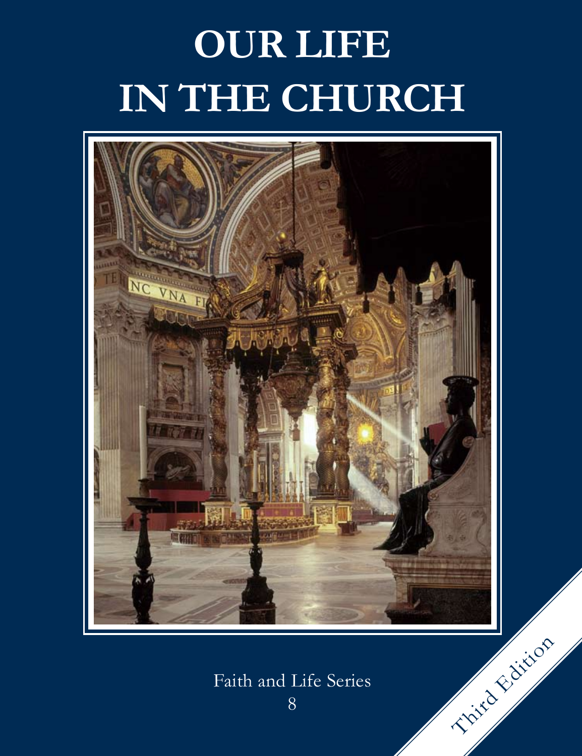# OUR LIFE IN THE CHURCH

Faith and Life Series

8

Third Edition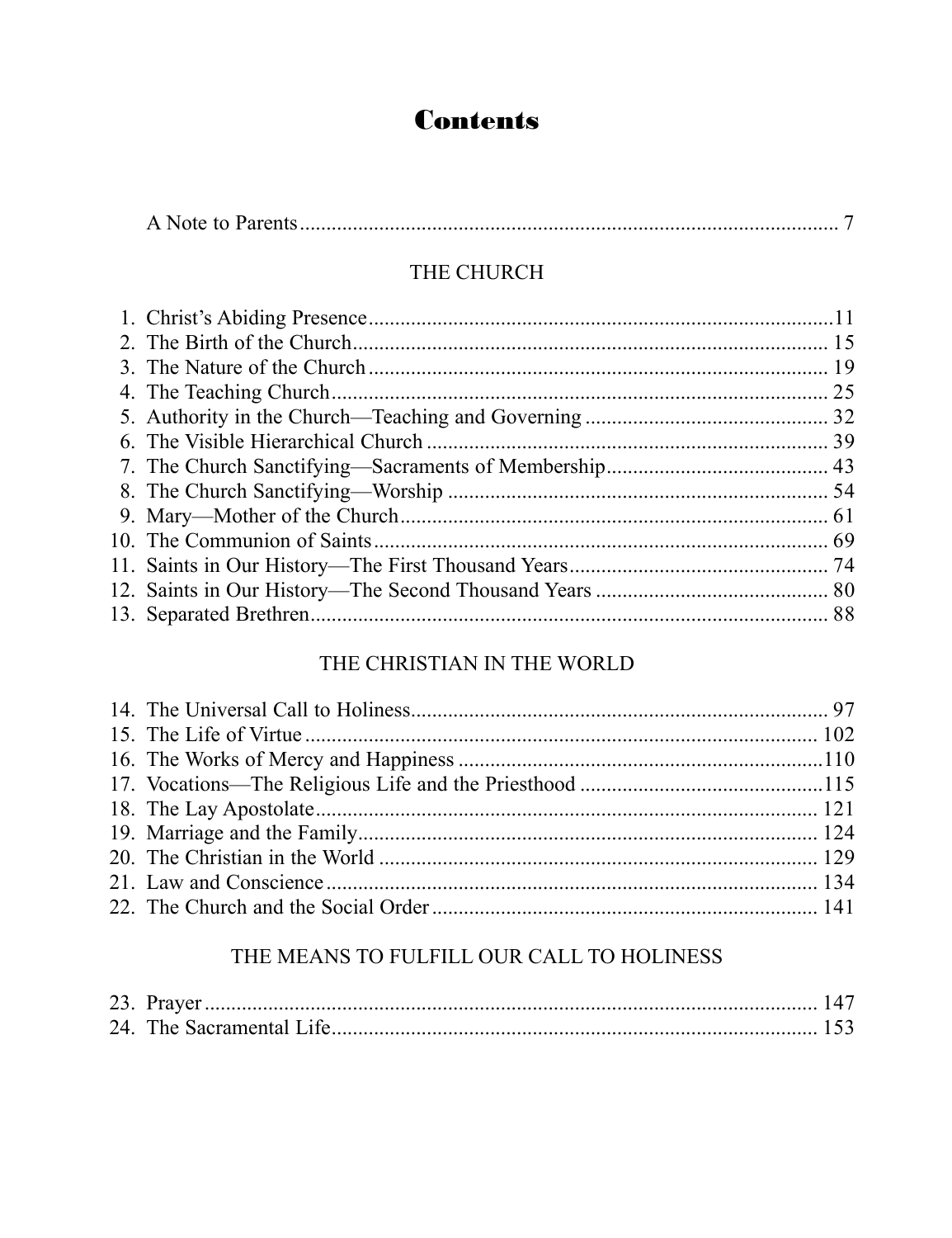# Contents

A Note to Parents 7

## THE CHURCH

1. Christ's Abiding Presence 11
2. The Birth of the Church 15
3. The Nature of the Church 19
4. The Teaching Church 25
5. Authority in the Church—Teaching and Governing 32
6. The Visible Hierarchical Church 39
7. The Church Sanctifying—Sacraments of Membership 43
8. The Church Sanctifying—Worship 54
9. Mary—Mother of the Church 61
10. The Communion of Saints 69
11. Saints in Our History—The First Thousand Years 74
12. Saints in Our History—The Second Thousand Years 80
13. Separated Brethren 88

## THE CHRISTIAN IN THE WORLD

14. The Universal Call to Holiness 97
15. The Life of Virtue 102
16. The Works of Mercy and Happiness 110
17. Vocations—The Religious Life and the Priesthood 115
18. The Lay Apostolate 121
19. Marriage and the Family 124
20. The Christian in the World 129
21. Law and Conscience 134
22. The Church and the Social Order 141

## THE MEANS TO FULFILL OUR CALL TO HOLINESS

23. Prayer 147
24. The Sacramental Life 153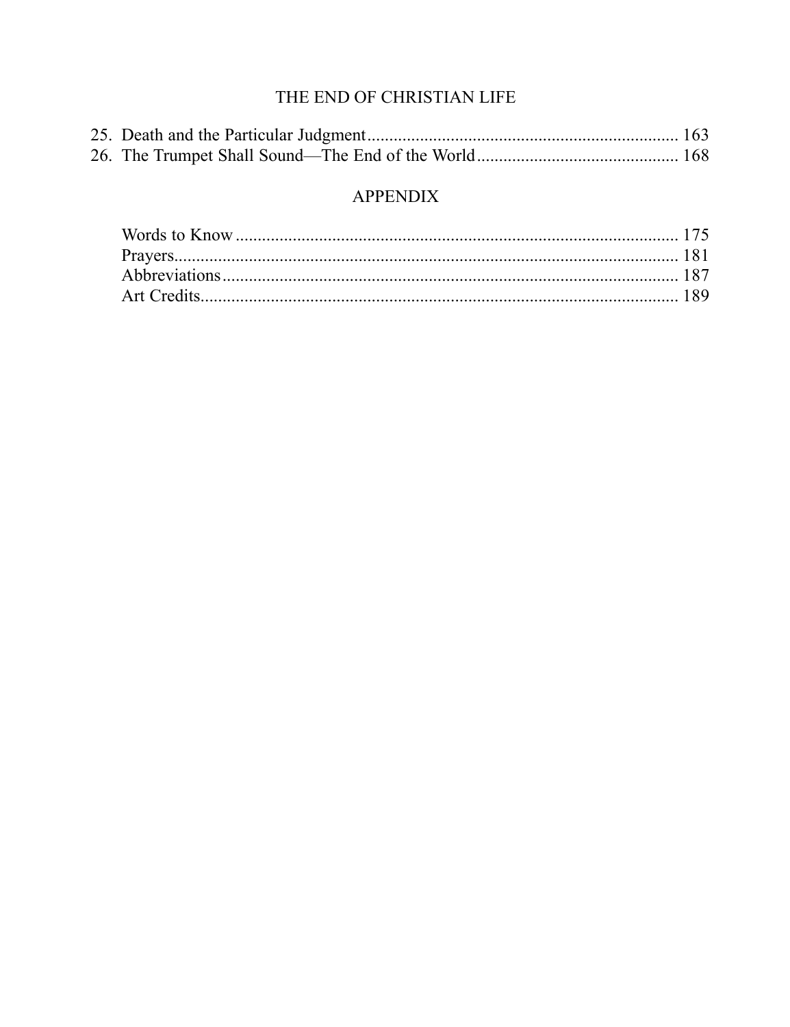## THE END OF CHRISTIAN LIFE

25. Death and the Particular Judgment ........ 163
26. The Trumpet Shall Sound—The End of the World ........ 168

## APPENDIX

Words to Know ........ 175
Prayers ........ 181
Abbreviations ........ 187
Art Credits ........ 189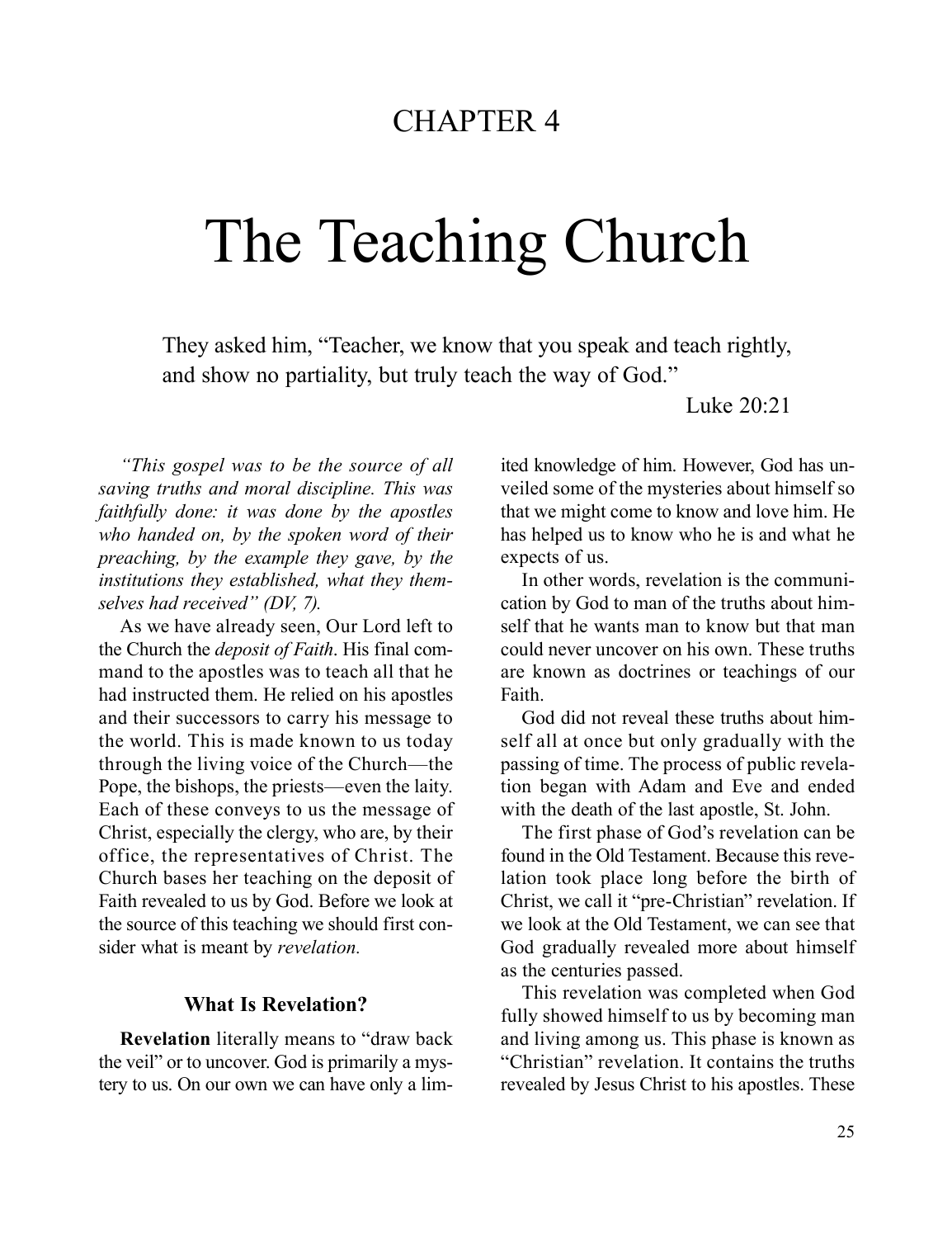CHAPTER 4

# The Teaching Church

They asked him, "Teacher, we know that you speak and teach rightly, and show no partiality, but truly teach the way of God."

Luke 20:21

*"This gospel was to be the source of all saving truths and moral discipline. This was faithfully done: it was done by the apostles who handed on, by the spoken word of their preaching, by the example they gave, by the institutions they established, what they themselves had received" (DV, 7).*

As we have already seen, Our Lord left to the Church the *deposit of Faith*. His final command to the apostles was to teach all that he had instructed them. He relied on his apostles and their successors to carry his message to the world. This is made known to us today through the living voice of the Church—the Pope, the bishops, the priests—even the laity. Each of these conveys to us the message of Christ, especially the clergy, who are, by their office, the representatives of Christ. The Church bases her teaching on the deposit of Faith revealed to us by God. Before we look at the source of this teaching we should first consider what is meant by *revelation.*

### What Is Revelation?

**Revelation** literally means to "draw back the veil" or to uncover. God is primarily a mystery to us. On our own we can have only a limited knowledge of him. However, God has unveiled some of the mysteries about himself so that we might come to know and love him. He has helped us to know who he is and what he expects of us.

In other words, revelation is the communication by God to man of the truths about himself that he wants man to know but that man could never uncover on his own. These truths are known as doctrines or teachings of our Faith.

God did not reveal these truths about himself all at once but only gradually with the passing of time. The process of public revelation began with Adam and Eve and ended with the death of the last apostle, St. John.

The first phase of God's revelation can be found in the Old Testament. Because this revelation took place long before the birth of Christ, we call it "pre-Christian" revelation. If we look at the Old Testament, we can see that God gradually revealed more about himself as the centuries passed.

This revelation was completed when God fully showed himself to us by becoming man and living among us. This phase is known as "Christian" revelation. It contains the truths revealed by Jesus Christ to his apostles. These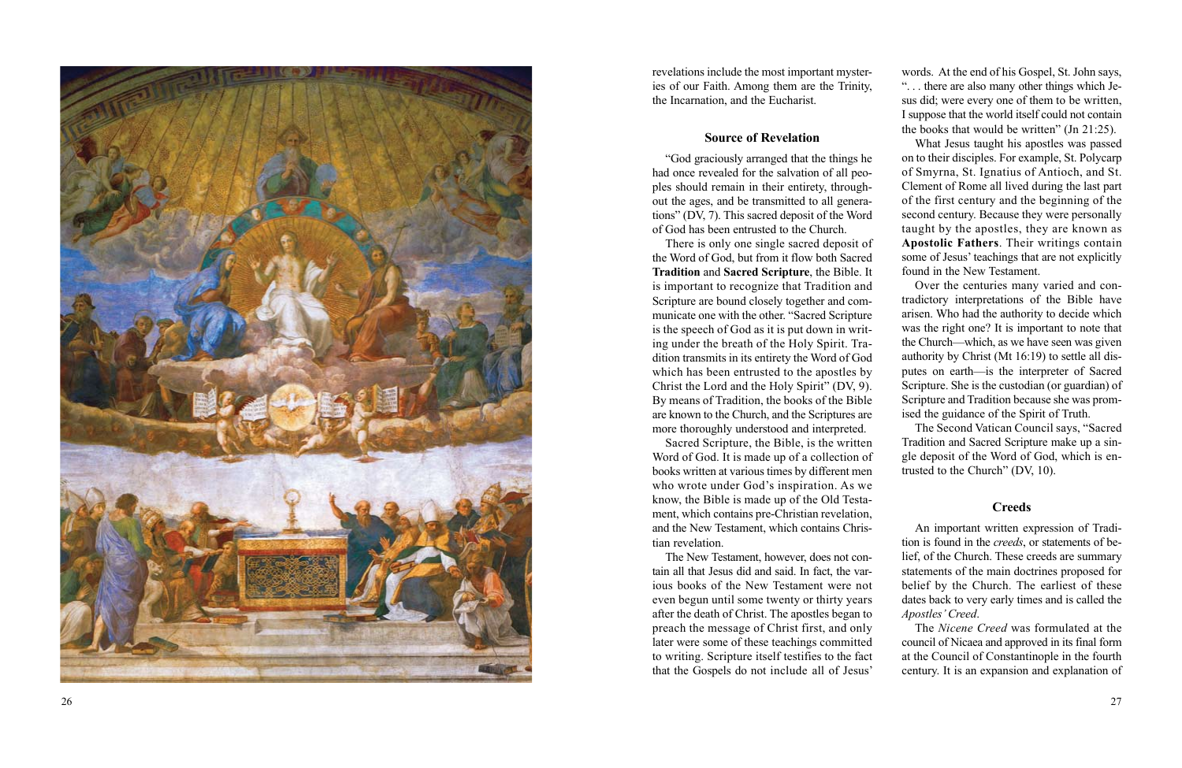revelations include the most important mysteries of our Faith. Among them are the Trinity, the Incarnation, and the Eucharist.

## Source of Revelation

"God graciously arranged that the things he had once revealed for the salvation of all peoples should remain in their entirety, throughout the ages, and be transmitted to all generations" (DV, 7). This sacred deposit of the Word of God has been entrusted to the Church.

There is only one single sacred deposit of the Word of God, but from it flow both Sacred **Tradition** and **Sacred Scripture**, the Bible. It is important to recognize that Tradition and Scripture are bound closely together and communicate one with the other. "Sacred Scripture is the speech of God as it is put down in writing under the breath of the Holy Spirit. Tradition transmits in its entirety the Word of God which has been entrusted to the apostles by Christ the Lord and the Holy Spirit" (DV, 9). By means of Tradition, the books of the Bible are known to the Church, and the Scriptures are more thoroughly understood and interpreted.

Sacred Scripture, the Bible, is the written Word of God. It is made up of a collection of books written at various times by different men who wrote under God's inspiration. As we know, the Bible is made up of the Old Testament, which contains pre-Christian revelation, and the New Testament, which contains Christian revelation.

The New Testament, however, does not contain all that Jesus did and said. In fact, the various books of the New Testament were not even begun until some twenty or thirty years after the death of Christ. The apostles began to preach the message of Christ first, and only later were some of these teachings committed to writing. Scripture itself testifies to the fact that the Gospels do not include all of Jesus' words. At the end of his Gospel, St. John says, ". . . there are also many other things which Jesus did; were every one of them to be written, I suppose that the world itself could not contain the books that would be written" (Jn 21:25).

What Jesus taught his apostles was passed on to their disciples. For example, St. Polycarp of Smyrna, St. Ignatius of Antioch, and St. Clement of Rome all lived during the last part of the first century and the beginning of the second century. Because they were personally taught by the apostles, they are known as **Apostolic Fathers**. Their writings contain some of Jesus' teachings that are not explicitly found in the New Testament.

Over the centuries many varied and contradictory interpretations of the Bible have arisen. Who had the authority to decide which was the right one? It is important to note that the Church—which, as we have seen was given authority by Christ (Mt 16:19) to settle all disputes on earth—is the interpreter of Sacred Scripture. She is the custodian (or guardian) of Scripture and Tradition because she was promised the guidance of the Spirit of Truth.

The Second Vatican Council says, "Sacred Tradition and Sacred Scripture make up a single deposit of the Word of God, which is entrusted to the Church" (DV, 10).

## Creeds

An important written expression of Tradition is found in the *creeds*, or statements of belief, of the Church. These creeds are summary statements of the main doctrines proposed for belief by the Church. The earliest of these dates back to very early times and is called the *Apostles' Creed*.

The *Nicene Creed* was formulated at the council of Nicaea and approved in its final form at the Council of Constantinople in the fourth century. It is an expansion and explanation of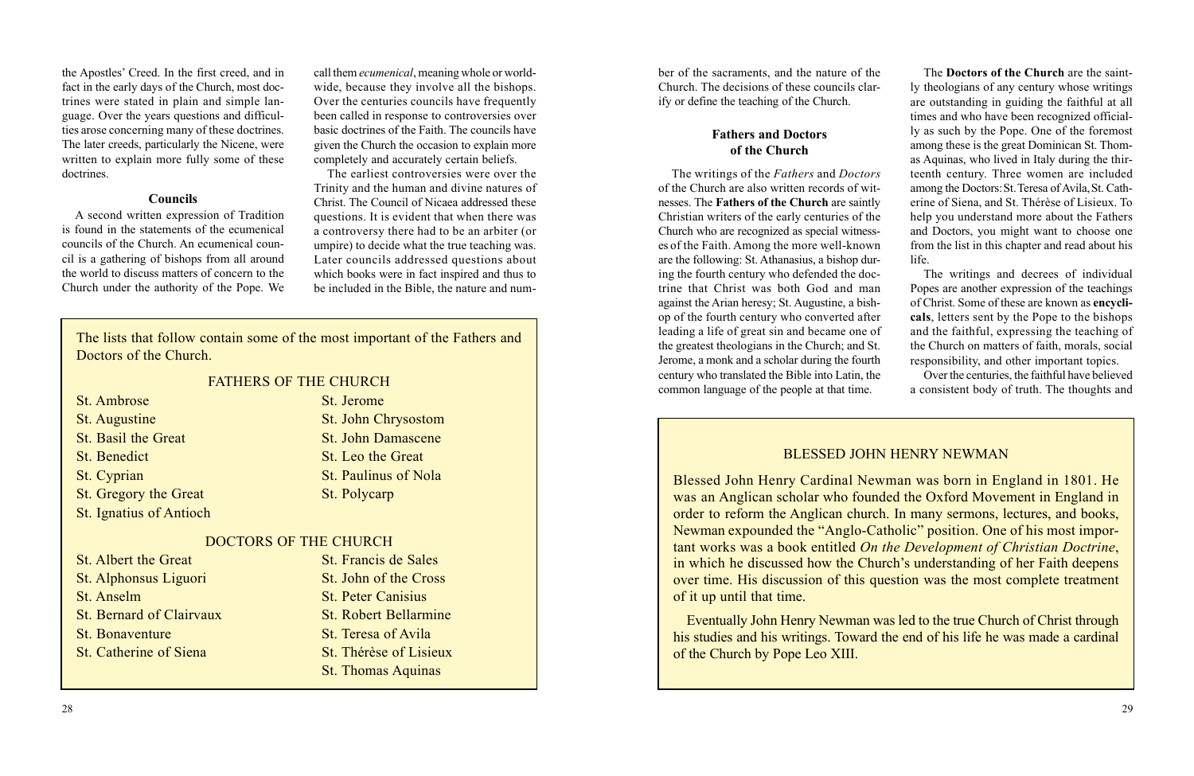the Apostles' Creed. In the first creed, and in fact in the early days of the Church, most doctrines were stated in plain and simple language. Over the years questions and difficulties arose concerning many of these doctrines. The later creeds, particularly the Nicene, were written to explain more fully some of these doctrines.

### Councils

A second written expression of Tradition is found in the statements of the ecumenical councils of the Church. An ecumenical council is a gathering of bishops from all around the world to discuss matters of concern to the Church under the authority of the Pope. We call them *ecumenical*, meaning whole or worldwide, because they involve all the bishops. Over the centuries councils have frequently been called in response to controversies over basic doctrines of the Faith. The councils have given the Church the occasion to explain more completely and accurately certain beliefs.

The earliest controversies were over the Trinity and the human and divine natures of Christ. The Council of Nicaea addressed these questions. It is evident that when there was a controversy there had to be an arbiter (or umpire) to decide what the true teaching was. Later councils addressed questions about which books were in fact inspired and thus to be included in the Bible, the nature and number of the sacraments, and the nature of the Church. The decisions of these councils clarify or define the teaching of the Church.

### Fathers and Doctors of the Church

The writings of the *Fathers* and *Doctors* of the Church are also written records of witnesses. The **Fathers of the Church** are saintly Christian writers of the early centuries of the Church who are recognized as special witnesses of the Faith. Among the more well-known are the following: St. Athanasius, a bishop during the fourth century who defended the doctrine that Christ was both God and man against the Arian heresy; St. Augustine, a bishop of the fourth century who converted after leading a life of great sin and became one of the greatest theologians in the Church; and St. Jerome, a monk and a scholar during the fourth century who translated the Bible into Latin, the common language of the people at that time.

The **Doctors of the Church** are the saintly theologians of any century whose writings are outstanding in guiding the faithful at all times and who have been recognized officially as such by the Pope. One of the foremost among these is the great Dominican St. Thomas Aquinas, who lived in Italy during the thirteenth century. Three women are included among the Doctors: St. Teresa of Avila, St. Catherine of Siena, and St. Thérèse of Lisieux. To help you understand more about the Fathers and Doctors, you might want to choose one from the list in this chapter and read about his life.

The writings and decrees of individual Popes are another expression of the teachings of Christ. Some of these are known as **encyclicals**, letters sent by the Pope to the bishops and the faithful, expressing the teaching of the Church on matters of faith, morals, social responsibility, and other important topics.

Over the centuries, the faithful have believed a consistent body of truth. The thoughts and

---

The lists that follow contain some of the most important of the Fathers and Doctors of the Church.

**FATHERS OF THE CHURCH**

- St. Ambrose
- St. Augustine
- St. Basil the Great
- St. Benedict
- St. Cyprian
- St. Gregory the Great
- St. Ignatius of Antioch
- St. Jerome
- St. John Chrysostom
- St. John Damascene
- St. Leo the Great
- St. Paulinus of Nola
- St. Polycarp

**DOCTORS OF THE CHURCH**

- St. Albert the Great
- St. Alphonsus Liguori
- St. Anselm
- St. Bernard of Clairvaux
- St. Bonaventure
- St. Catherine of Siena
- St. Francis de Sales
- St. John of the Cross
- St. Peter Canisius
- St. Robert Bellarmine
- St. Teresa of Avila
- St. Thérèse of Lisieux
- St. Thomas Aquinas

---

**BLESSED JOHN HENRY NEWMAN**

Blessed John Henry Cardinal Newman was born in England in 1801. He was an Anglican scholar who founded the Oxford Movement in England in order to reform the Anglican church. In many sermons, lectures, and books, Newman expounded the "Anglo-Catholic" position. One of his most important works was a book entitled *On the Development of Christian Doctrine*, in which he discussed how the Church's understanding of her Faith deepens over time. His discussion of this question was the most complete treatment of it up until that time.

Eventually John Henry Newman was led to the true Church of Christ through his studies and his writings. Toward the end of his life he was made a cardinal of the Church by Pope Leo XIII.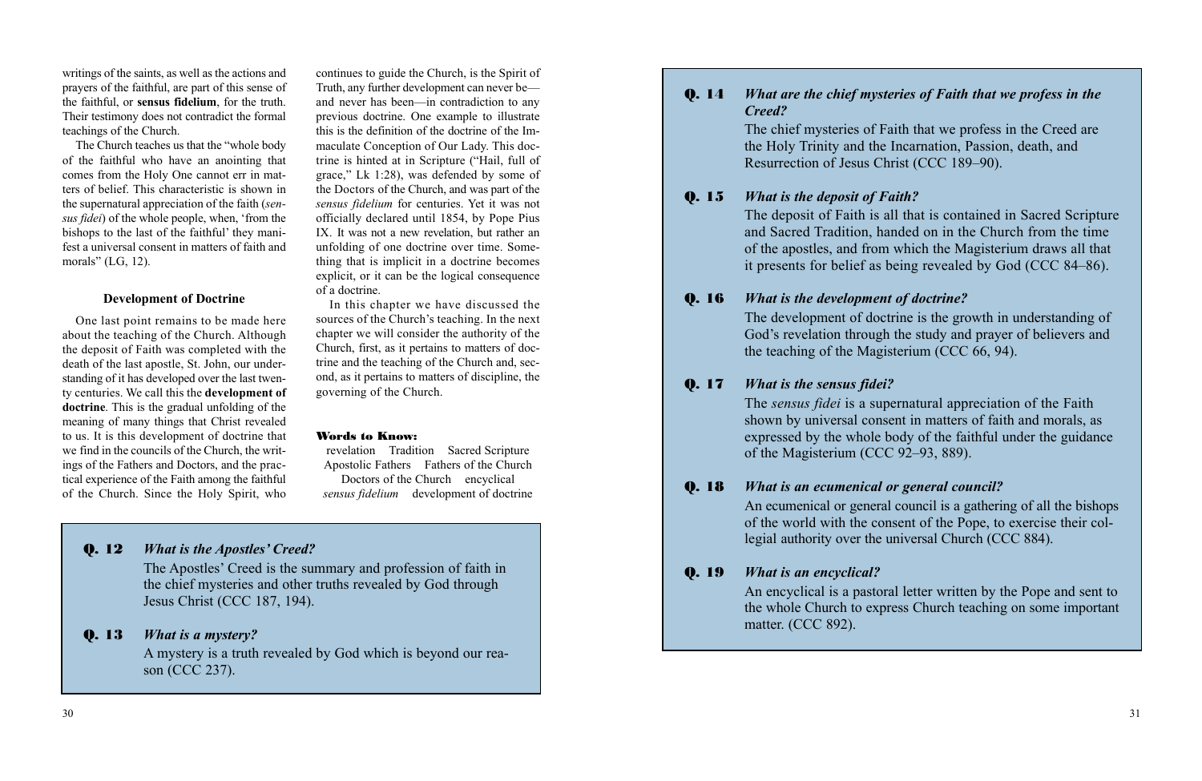writings of the saints, as well as the actions and prayers of the faithful, are part of this sense of the faithful, or **sensus fidelium**, for the truth. Their testimony does not contradict the formal teachings of the Church.

The Church teaches us that the "whole body of the faithful who have an anointing that comes from the Holy One cannot err in matters of belief. This characteristic is shown in the supernatural appreciation of the faith (*sensus fidei*) of the whole people, when, 'from the bishops to the last of the faithful' they manifest a universal consent in matters of faith and morals" (LG, 12).

### Development of Doctrine

One last point remains to be made here about the teaching of the Church. Although the deposit of Faith was completed with the death of the last apostle, St. John, our understanding of it has developed over the last twenty centuries. We call this the **development of doctrine**. This is the gradual unfolding of the meaning of many things that Christ revealed to us. It is this development of doctrine that we find in the councils of the Church, the writings of the Fathers and Doctors, and the practical experience of the Faith among the faithful of the Church. Since the Holy Spirit, who continues to guide the Church, is the Spirit of Truth, any further development can never be—and never has been—in contradiction to any previous doctrine. One example to illustrate this is the definition of the doctrine of the Immaculate Conception of Our Lady. This doctrine is hinted at in Scripture ("Hail, full of grace," Lk 1:28), was defended by some of the Doctors of the Church, and was part of the *sensus fidelium* for centuries. Yet it was not officially declared until 1854, by Pope Pius IX. It was not a new revelation, but rather an unfolding of one doctrine over time. Something that is implicit in a doctrine becomes explicit, or it can be the logical consequence of a doctrine.

In this chapter we have discussed the sources of the Church's teaching. In the next chapter we will consider the authority of the Church, first, as it pertains to matters of doctrine and the teaching of the Church and, second, as it pertains to matters of discipline, the governing of the Church.

**Words to Know:**

revelation Tradition Sacred Scripture Apostolic Fathers Fathers of the Church Doctors of the Church encyclical *sensus fidelium* development of doctrine

**Q. 12** ***What is the Apostles' Creed?***

The Apostles' Creed is the summary and profession of faith in the chief mysteries and other truths revealed by God through Jesus Christ (CCC 187, 194).

**Q. 13** ***What is a mystery?***

A mystery is a truth revealed by God which is beyond our reason (CCC 237).

**Q. 14** ***What are the chief mysteries of Faith that we profess in the Creed?***

The chief mysteries of Faith that we profess in the Creed are the Holy Trinity and the Incarnation, Passion, death, and Resurrection of Jesus Christ (CCC 189–90).

**Q. 15** ***What is the deposit of Faith?***

The deposit of Faith is all that is contained in Sacred Scripture and Sacred Tradition, handed on in the Church from the time of the apostles, and from which the Magisterium draws all that it presents for belief as being revealed by God (CCC 84–86).

**Q. 16** ***What is the development of doctrine?***

The development of doctrine is the growth in understanding of God's revelation through the study and prayer of believers and the teaching of the Magisterium (CCC 66, 94).

**Q. 17** ***What is the sensus fidei?***

The *sensus fidei* is a supernatural appreciation of the Faith shown by universal consent in matters of faith and morals, as expressed by the whole body of the faithful under the guidance of the Magisterium (CCC 92–93, 889).

**Q. 18** ***What is an ecumenical or general council?***

An ecumenical or general council is a gathering of all the bishops of the world with the consent of the Pope, to exercise their collegial authority over the universal Church (CCC 884).

**Q. 19** ***What is an encyclical?***

An encyclical is a pastoral letter written by the Pope and sent to the whole Church to express Church teaching on some important matter. (CCC 892).